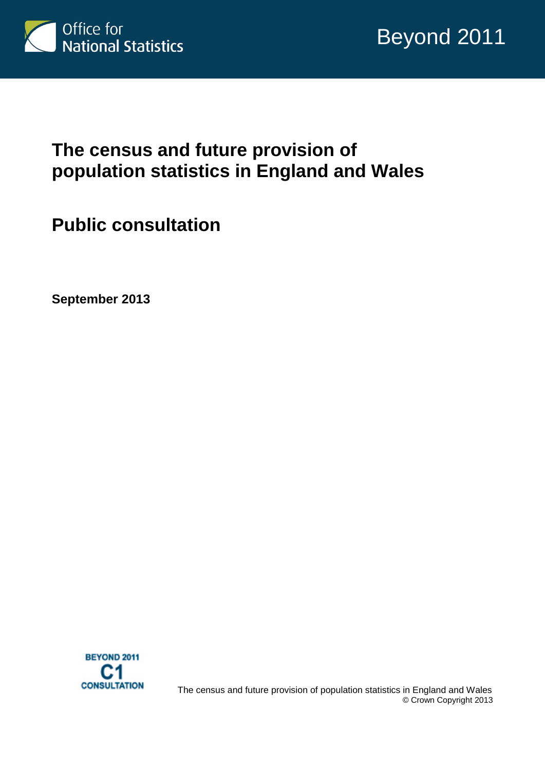Office for National Statistics

Beyond 2011

# The census and future provision of population statistics in England and Wales

## Public consultation

**September 2013**

BEYOND 2011
C1
CONSULTATION

The census and future provision of population statistics in England and Wales
© Crown Copyright 2013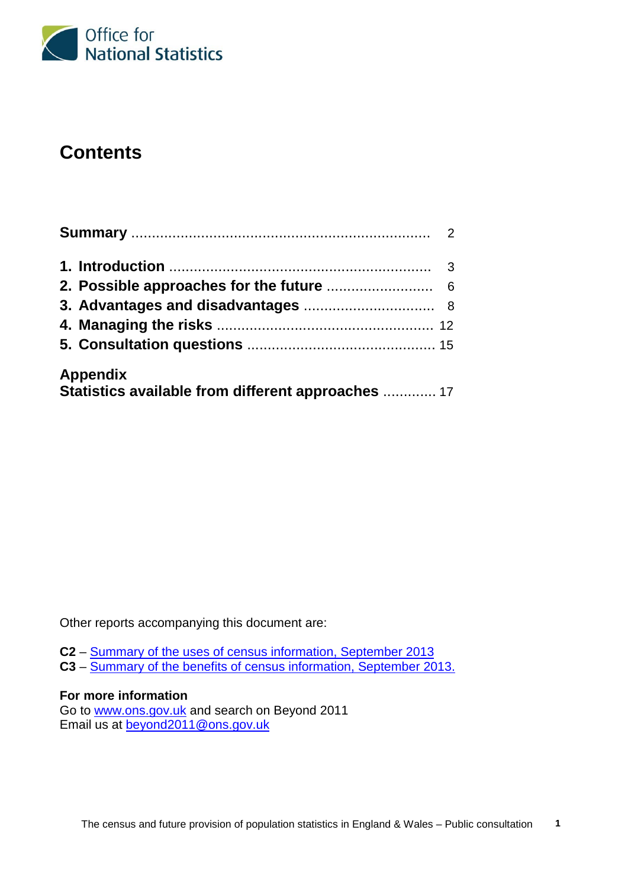Office for National Statistics

# Contents

| | |
|---|---|
| **Summary** | 2 |
| **1. Introduction** | 3 |
| **2. Possible approaches for the future** | 6 |
| **3. Advantages and disadvantages** | 8 |
| **4. Managing the risks** | 12 |
| **5. Consultation questions** | 15 |
| **Appendix** | |
| **Statistics available from different approaches** | 17 |

Other reports accompanying this document are:

**C2** – Summary of the uses of census information, September 2013
**C3** – Summary of the benefits of census information, September 2013.

**For more information**
Go to www.ons.gov.uk and search on Beyond 2011
Email us at beyond2011@ons.gov.uk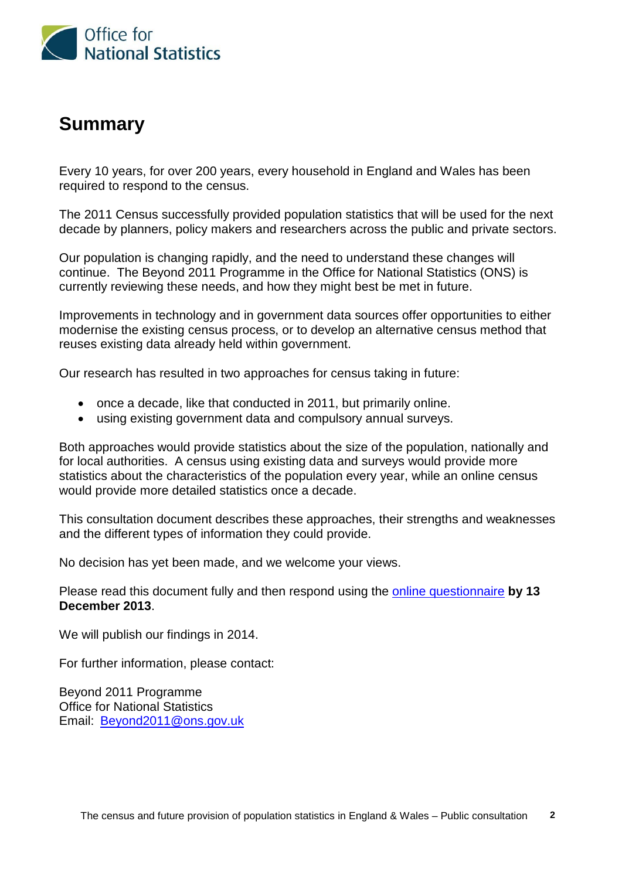## Summary

Every 10 years, for over 200 years, every household in England and Wales has been required to respond to the census.

The 2011 Census successfully provided population statistics that will be used for the next decade by planners, policy makers and researchers across the public and private sectors.

Our population is changing rapidly, and the need to understand these changes will continue. The Beyond 2011 Programme in the Office for National Statistics (ONS) is currently reviewing these needs, and how they might best be met in future.

Improvements in technology and in government data sources offer opportunities to either modernise the existing census process, or to develop an alternative census method that reuses existing data already held within government.

Our research has resulted in two approaches for census taking in future:

- once a decade, like that conducted in 2011, but primarily online.
- using existing government data and compulsory annual surveys.

Both approaches would provide statistics about the size of the population, nationally and for local authorities. A census using existing data and surveys would provide more statistics about the characteristics of the population every year, while an online census would provide more detailed statistics once a decade.

This consultation document describes these approaches, their strengths and weaknesses and the different types of information they could provide.

No decision has yet been made, and we welcome your views.

Please read this document fully and then respond using the online questionnaire **by 13 December 2013**.

We will publish our findings in 2014.

For further information, please contact:

Beyond 2011 Programme
Office for National Statistics
Email: Beyond2011@ons.gov.uk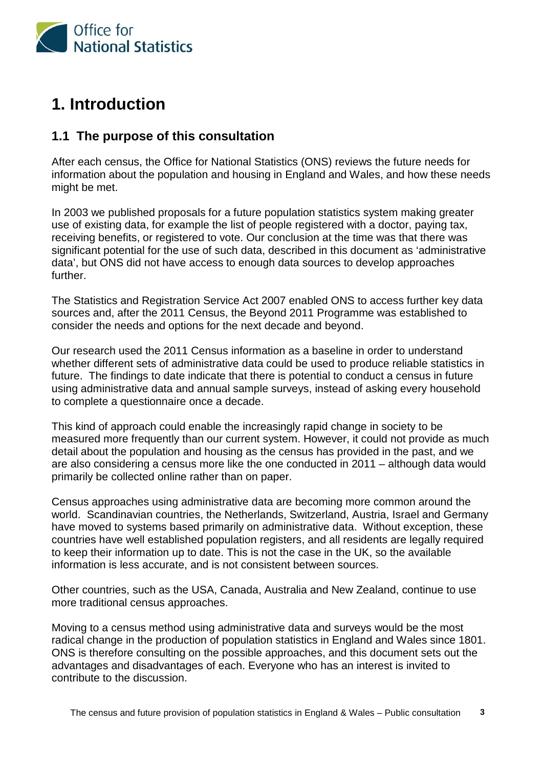# 1. Introduction

## 1.1 The purpose of this consultation

After each census, the Office for National Statistics (ONS) reviews the future needs for information about the population and housing in England and Wales, and how these needs might be met.

In 2003 we published proposals for a future population statistics system making greater use of existing data, for example the list of people registered with a doctor, paying tax, receiving benefits, or registered to vote. Our conclusion at the time was that there was significant potential for the use of such data, described in this document as 'administrative data', but ONS did not have access to enough data sources to develop approaches further.

The Statistics and Registration Service Act 2007 enabled ONS to access further key data sources and, after the 2011 Census, the Beyond 2011 Programme was established to consider the needs and options for the next decade and beyond.

Our research used the 2011 Census information as a baseline in order to understand whether different sets of administrative data could be used to produce reliable statistics in future. The findings to date indicate that there is potential to conduct a census in future using administrative data and annual sample surveys, instead of asking every household to complete a questionnaire once a decade.

This kind of approach could enable the increasingly rapid change in society to be measured more frequently than our current system. However, it could not provide as much detail about the population and housing as the census has provided in the past, and we are also considering a census more like the one conducted in 2011 – although data would primarily be collected online rather than on paper.

Census approaches using administrative data are becoming more common around the world. Scandinavian countries, the Netherlands, Switzerland, Austria, Israel and Germany have moved to systems based primarily on administrative data. Without exception, these countries have well established population registers, and all residents are legally required to keep their information up to date. This is not the case in the UK, so the available information is less accurate, and is not consistent between sources.

Other countries, such as the USA, Canada, Australia and New Zealand, continue to use more traditional census approaches.

Moving to a census method using administrative data and surveys would be the most radical change in the production of population statistics in England and Wales since 1801. ONS is therefore consulting on the possible approaches, and this document sets out the advantages and disadvantages of each. Everyone who has an interest is invited to contribute to the discussion.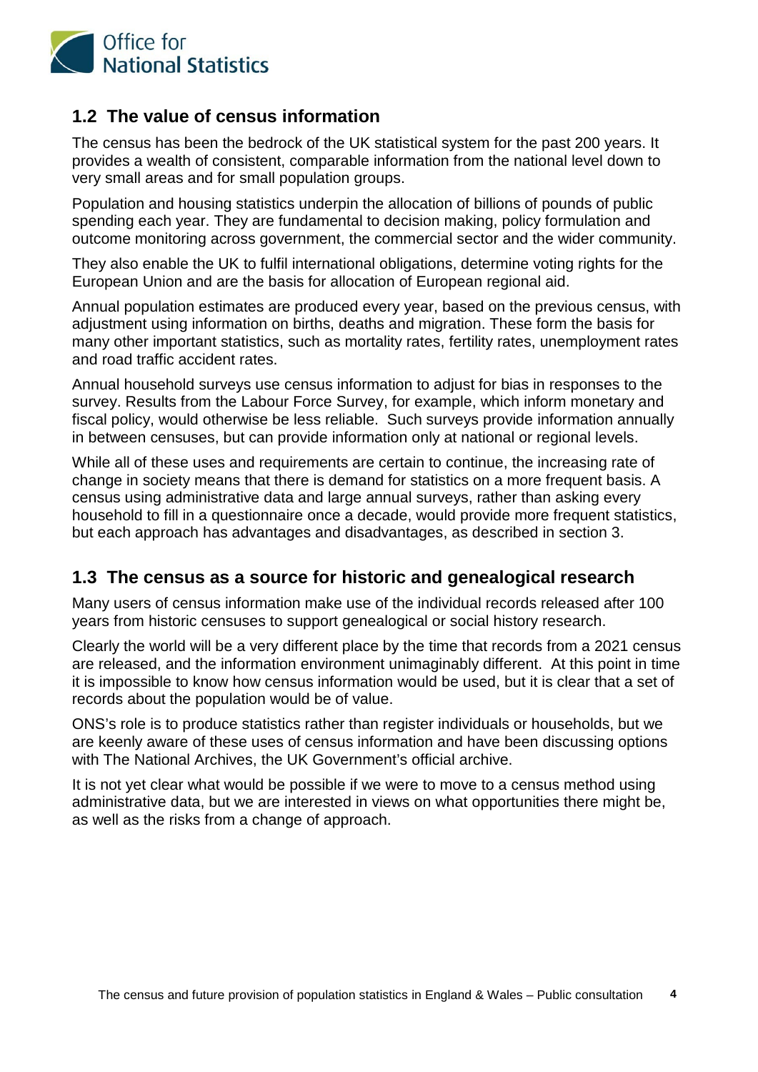## 1.2 The value of census information

The census has been the bedrock of the UK statistical system for the past 200 years. It provides a wealth of consistent, comparable information from the national level down to very small areas and for small population groups.

Population and housing statistics underpin the allocation of billions of pounds of public spending each year. They are fundamental to decision making, policy formulation and outcome monitoring across government, the commercial sector and the wider community.

They also enable the UK to fulfil international obligations, determine voting rights for the European Union and are the basis for allocation of European regional aid.

Annual population estimates are produced every year, based on the previous census, with adjustment using information on births, deaths and migration. These form the basis for many other important statistics, such as mortality rates, fertility rates, unemployment rates and road traffic accident rates.

Annual household surveys use census information to adjust for bias in responses to the survey. Results from the Labour Force Survey, for example, which inform monetary and fiscal policy, would otherwise be less reliable. Such surveys provide information annually in between censuses, but can provide information only at national or regional levels.

While all of these uses and requirements are certain to continue, the increasing rate of change in society means that there is demand for statistics on a more frequent basis. A census using administrative data and large annual surveys, rather than asking every household to fill in a questionnaire once a decade, would provide more frequent statistics, but each approach has advantages and disadvantages, as described in section 3.

## 1.3 The census as a source for historic and genealogical research

Many users of census information make use of the individual records released after 100 years from historic censuses to support genealogical or social history research.

Clearly the world will be a very different place by the time that records from a 2021 census are released, and the information environment unimaginably different. At this point in time it is impossible to know how census information would be used, but it is clear that a set of records about the population would be of value.

ONS's role is to produce statistics rather than register individuals or households, but we are keenly aware of these uses of census information and have been discussing options with The National Archives, the UK Government's official archive.

It is not yet clear what would be possible if we were to move to a census method using administrative data, but we are interested in views on what opportunities there might be, as well as the risks from a change of approach.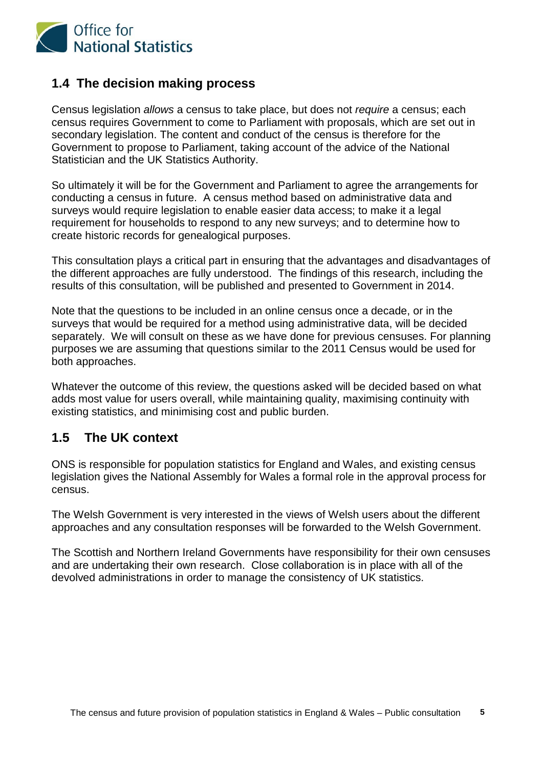## 1.4 The decision making process

Census legislation *allows* a census to take place, but does not *require* a census; each census requires Government to come to Parliament with proposals, which are set out in secondary legislation. The content and conduct of the census is therefore for the Government to propose to Parliament, taking account of the advice of the National Statistician and the UK Statistics Authority.

So ultimately it will be for the Government and Parliament to agree the arrangements for conducting a census in future. A census method based on administrative data and surveys would require legislation to enable easier data access; to make it a legal requirement for households to respond to any new surveys; and to determine how to create historic records for genealogical purposes.

This consultation plays a critical part in ensuring that the advantages and disadvantages of the different approaches are fully understood. The findings of this research, including the results of this consultation, will be published and presented to Government in 2014.

Note that the questions to be included in an online census once a decade, or in the surveys that would be required for a method using administrative data, will be decided separately. We will consult on these as we have done for previous censuses. For planning purposes we are assuming that questions similar to the 2011 Census would be used for both approaches.

Whatever the outcome of this review, the questions asked will be decided based on what adds most value for users overall, while maintaining quality, maximising continuity with existing statistics, and minimising cost and public burden.

## 1.5 The UK context

ONS is responsible for population statistics for England and Wales, and existing census legislation gives the National Assembly for Wales a formal role in the approval process for census.

The Welsh Government is very interested in the views of Welsh users about the different approaches and any consultation responses will be forwarded to the Welsh Government.

The Scottish and Northern Ireland Governments have responsibility for their own censuses and are undertaking their own research. Close collaboration is in place with all of the devolved administrations in order to manage the consistency of UK statistics.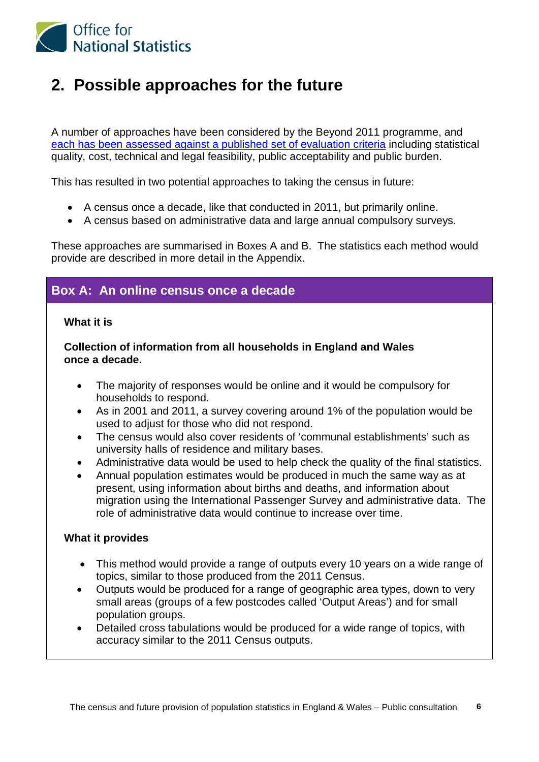# 2. Possible approaches for the future

A number of approaches have been considered by the Beyond 2011 programme, and each has been assessed against a published set of evaluation criteria including statistical quality, cost, technical and legal feasibility, public acceptability and public burden.

This has resulted in two potential approaches to taking the census in future:

- A census once a decade, like that conducted in 2011, but primarily online.
- A census based on administrative data and large annual compulsory surveys.

These approaches are summarised in Boxes A and B. The statistics each method would provide are described in more detail in the Appendix.

## Box A: An online census once a decade

**What it is**

**Collection of information from all households in England and Wales once a decade.**

- The majority of responses would be online and it would be compulsory for households to respond.
- As in 2001 and 2011, a survey covering around 1% of the population would be used to adjust for those who did not respond.
- The census would also cover residents of 'communal establishments' such as university halls of residence and military bases.
- Administrative data would be used to help check the quality of the final statistics.
- Annual population estimates would be produced in much the same way as at present, using information about births and deaths, and information about migration using the International Passenger Survey and administrative data. The role of administrative data would continue to increase over time.

**What it provides**

- This method would provide a range of outputs every 10 years on a wide range of topics, similar to those produced from the 2011 Census.
- Outputs would be produced for a range of geographic area types, down to very small areas (groups of a few postcodes called 'Output Areas') and for small population groups.
- Detailed cross tabulations would be produced for a wide range of topics, with accuracy similar to the 2011 Census outputs.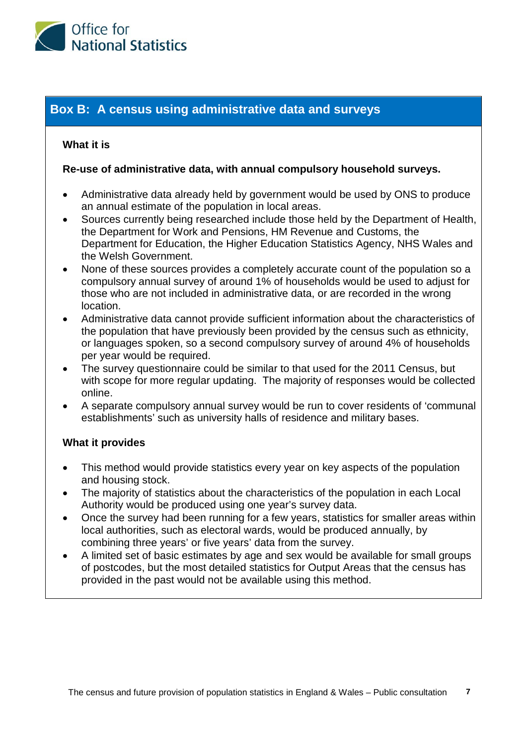## Box B: A census using administrative data and surveys

**What it is**

**Re-use of administrative data, with annual compulsory household surveys.**

- Administrative data already held by government would be used by ONS to produce an annual estimate of the population in local areas.
- Sources currently being researched include those held by the Department of Health, the Department for Work and Pensions, HM Revenue and Customs, the Department for Education, the Higher Education Statistics Agency, NHS Wales and the Welsh Government.
- None of these sources provides a completely accurate count of the population so a compulsory annual survey of around 1% of households would be used to adjust for those who are not included in administrative data, or are recorded in the wrong location.
- Administrative data cannot provide sufficient information about the characteristics of the population that have previously been provided by the census such as ethnicity, or languages spoken, so a second compulsory survey of around 4% of households per year would be required.
- The survey questionnaire could be similar to that used for the 2011 Census, but with scope for more regular updating. The majority of responses would be collected online.
- A separate compulsory annual survey would be run to cover residents of 'communal establishments' such as university halls of residence and military bases.

**What it provides**

- This method would provide statistics every year on key aspects of the population and housing stock.
- The majority of statistics about the characteristics of the population in each Local Authority would be produced using one year's survey data.
- Once the survey had been running for a few years, statistics for smaller areas within local authorities, such as electoral wards, would be produced annually, by combining three years' or five years' data from the survey.
- A limited set of basic estimates by age and sex would be available for small groups of postcodes, but the most detailed statistics for Output Areas that the census has provided in the past would not be available using this method.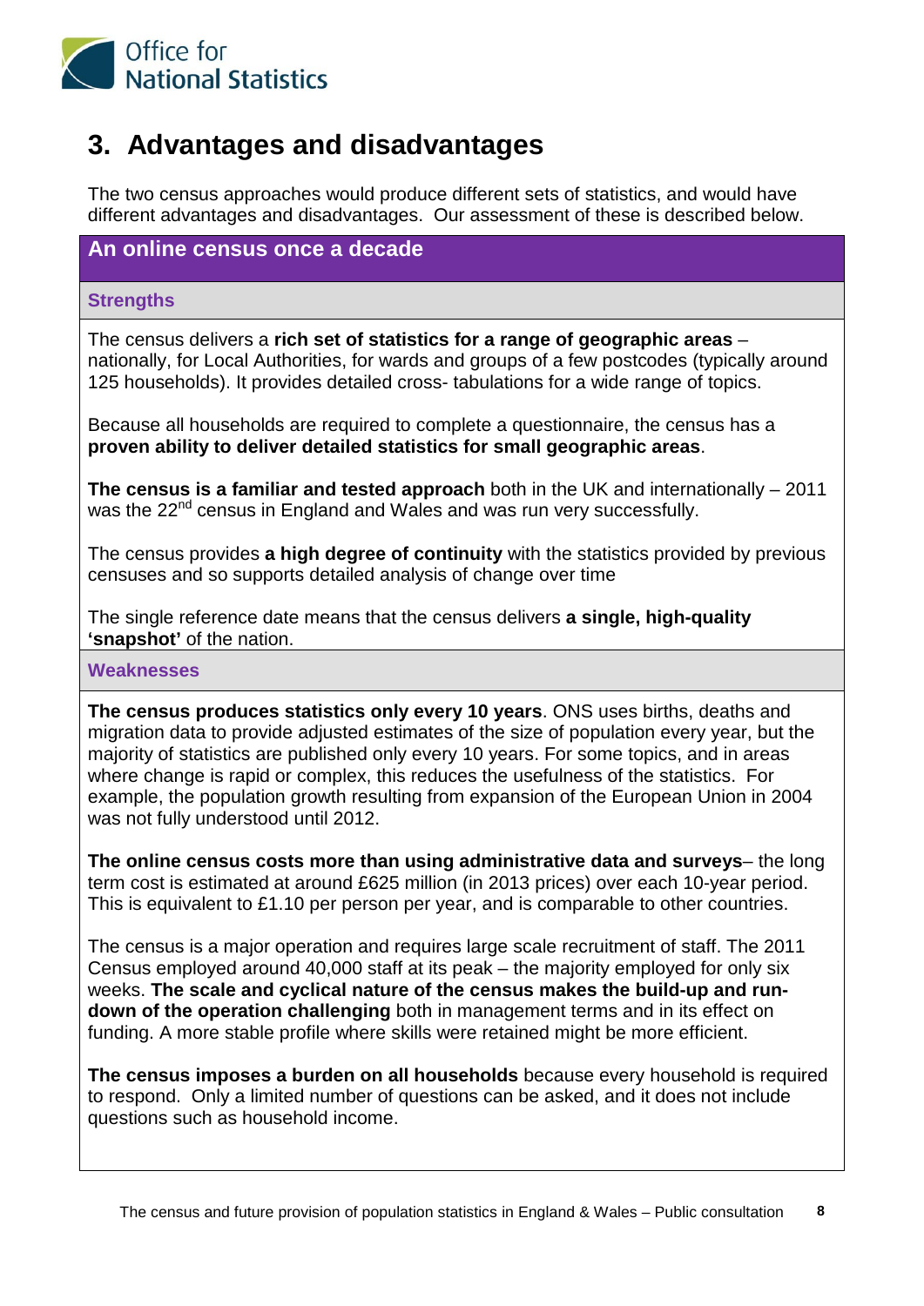# 3. Advantages and disadvantages

The two census approaches would produce different sets of statistics, and would have different advantages and disadvantages. Our assessment of these is described below.

## An online census once a decade

### Strengths

The census delivers a **rich set of statistics for a range of geographic areas** – nationally, for Local Authorities, for wards and groups of a few postcodes (typically around 125 households). It provides detailed cross- tabulations for a wide range of topics.

Because all households are required to complete a questionnaire, the census has a **proven ability to deliver detailed statistics for small geographic areas**.

**The census is a familiar and tested approach** both in the UK and internationally – 2011 was the 22nd census in England and Wales and was run very successfully.

The census provides **a high degree of continuity** with the statistics provided by previous censuses and so supports detailed analysis of change over time

The single reference date means that the census delivers **a single, high-quality 'snapshot'** of the nation.

### Weaknesses

**The census produces statistics only every 10 years**. ONS uses births, deaths and migration data to provide adjusted estimates of the size of population every year, but the majority of statistics are published only every 10 years. For some topics, and in areas where change is rapid or complex, this reduces the usefulness of the statistics. For example, the population growth resulting from expansion of the European Union in 2004 was not fully understood until 2012.

**The online census costs more than using administrative data and surveys**– the long term cost is estimated at around £625 million (in 2013 prices) over each 10-year period. This is equivalent to £1.10 per person per year, and is comparable to other countries.

The census is a major operation and requires large scale recruitment of staff. The 2011 Census employed around 40,000 staff at its peak – the majority employed for only six weeks. **The scale and cyclical nature of the census makes the build-up and run-down of the operation challenging** both in management terms and in its effect on funding. A more stable profile where skills were retained might be more efficient.

**The census imposes a burden on all households** because every household is required to respond. Only a limited number of questions can be asked, and it does not include questions such as household income.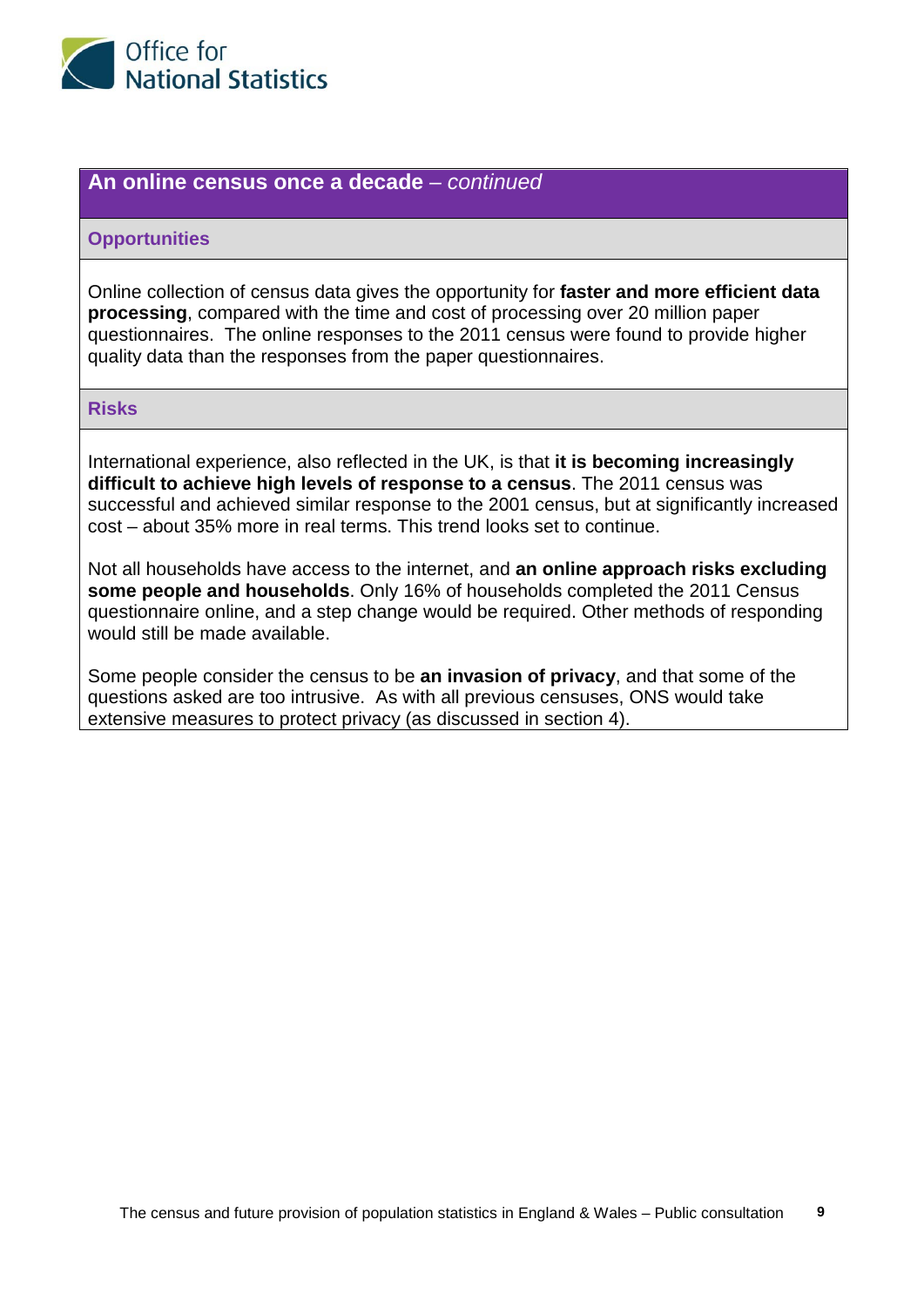## An online census once a decade – *continued*

### Opportunities

Online collection of census data gives the opportunity for **faster and more efficient data processing**, compared with the time and cost of processing over 20 million paper questionnaires. The online responses to the 2011 census were found to provide higher quality data than the responses from the paper questionnaires.

### Risks

International experience, also reflected in the UK, is that **it is becoming increasingly difficult to achieve high levels of response to a census**. The 2011 census was successful and achieved similar response to the 2001 census, but at significantly increased cost – about 35% more in real terms. This trend looks set to continue.

Not all households have access to the internet, and **an online approach risks excluding some people and households**. Only 16% of households completed the 2011 Census questionnaire online, and a step change would be required. Other methods of responding would still be made available.

Some people consider the census to be **an invasion of privacy**, and that some of the questions asked are too intrusive. As with all previous censuses, ONS would take extensive measures to protect privacy (as discussed in section 4).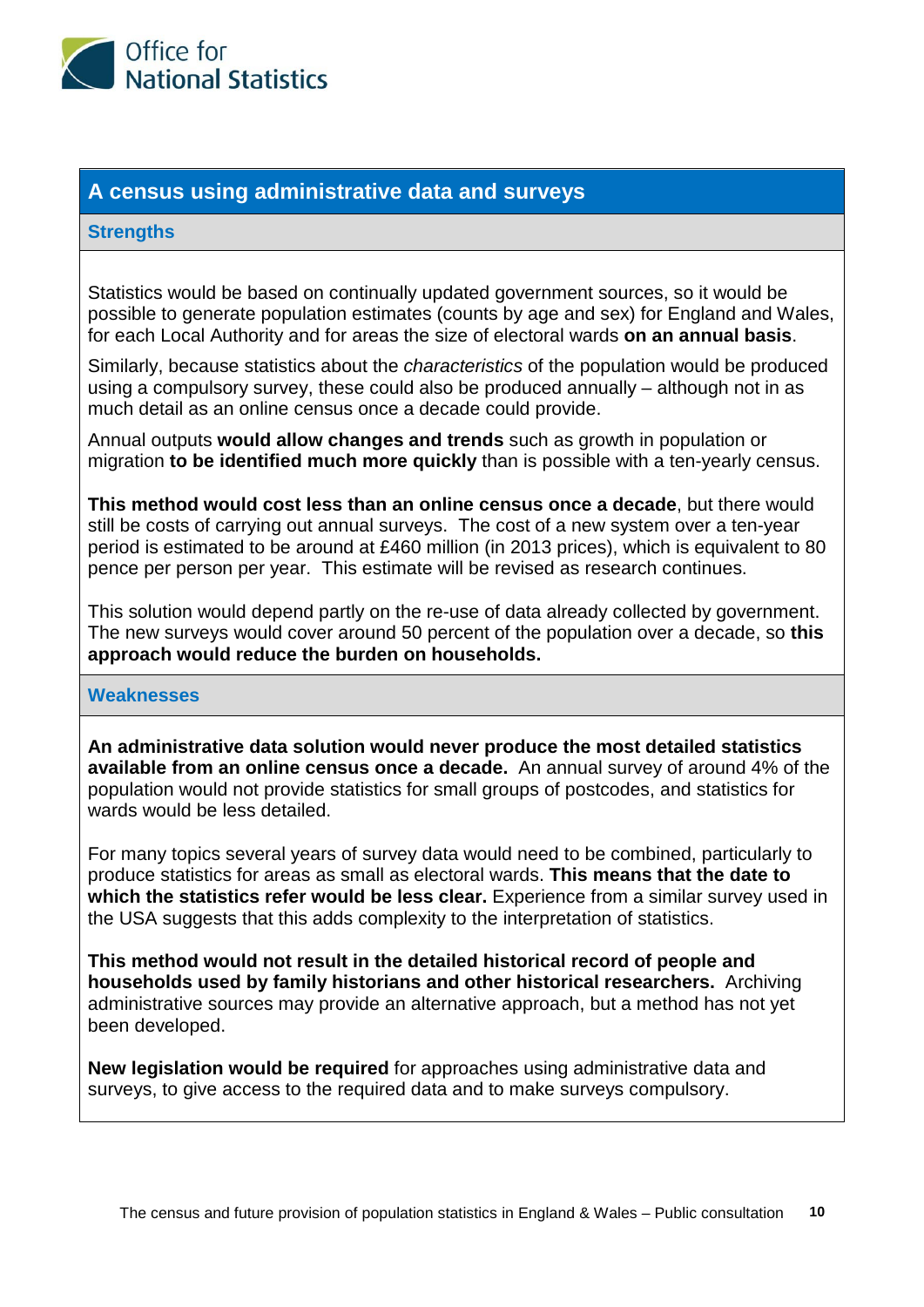## A census using administrative data and surveys

### Strengths

Statistics would be based on continually updated government sources, so it would be possible to generate population estimates (counts by age and sex) for England and Wales, for each Local Authority and for areas the size of electoral wards **on an annual basis**.

Similarly, because statistics about the *characteristics* of the population would be produced using a compulsory survey, these could also be produced annually – although not in as much detail as an online census once a decade could provide.

Annual outputs **would allow changes and trends** such as growth in population or migration **to be identified much more quickly** than is possible with a ten-yearly census.

**This method would cost less than an online census once a decade**, but there would still be costs of carrying out annual surveys. The cost of a new system over a ten-year period is estimated to be around at £460 million (in 2013 prices), which is equivalent to 80 pence per person per year. This estimate will be revised as research continues.

This solution would depend partly on the re-use of data already collected by government. The new surveys would cover around 50 percent of the population over a decade, so **this approach would reduce the burden on households.**

### Weaknesses

**An administrative data solution would never produce the most detailed statistics available from an online census once a decade.** An annual survey of around 4% of the population would not provide statistics for small groups of postcodes, and statistics for wards would be less detailed.

For many topics several years of survey data would need to be combined, particularly to produce statistics for areas as small as electoral wards. **This means that the date to which the statistics refer would be less clear.** Experience from a similar survey used in the USA suggests that this adds complexity to the interpretation of statistics.

**This method would not result in the detailed historical record of people and households used by family historians and other historical researchers.** Archiving administrative sources may provide an alternative approach, but a method has not yet been developed.

**New legislation would be required** for approaches using administrative data and surveys, to give access to the required data and to make surveys compulsory.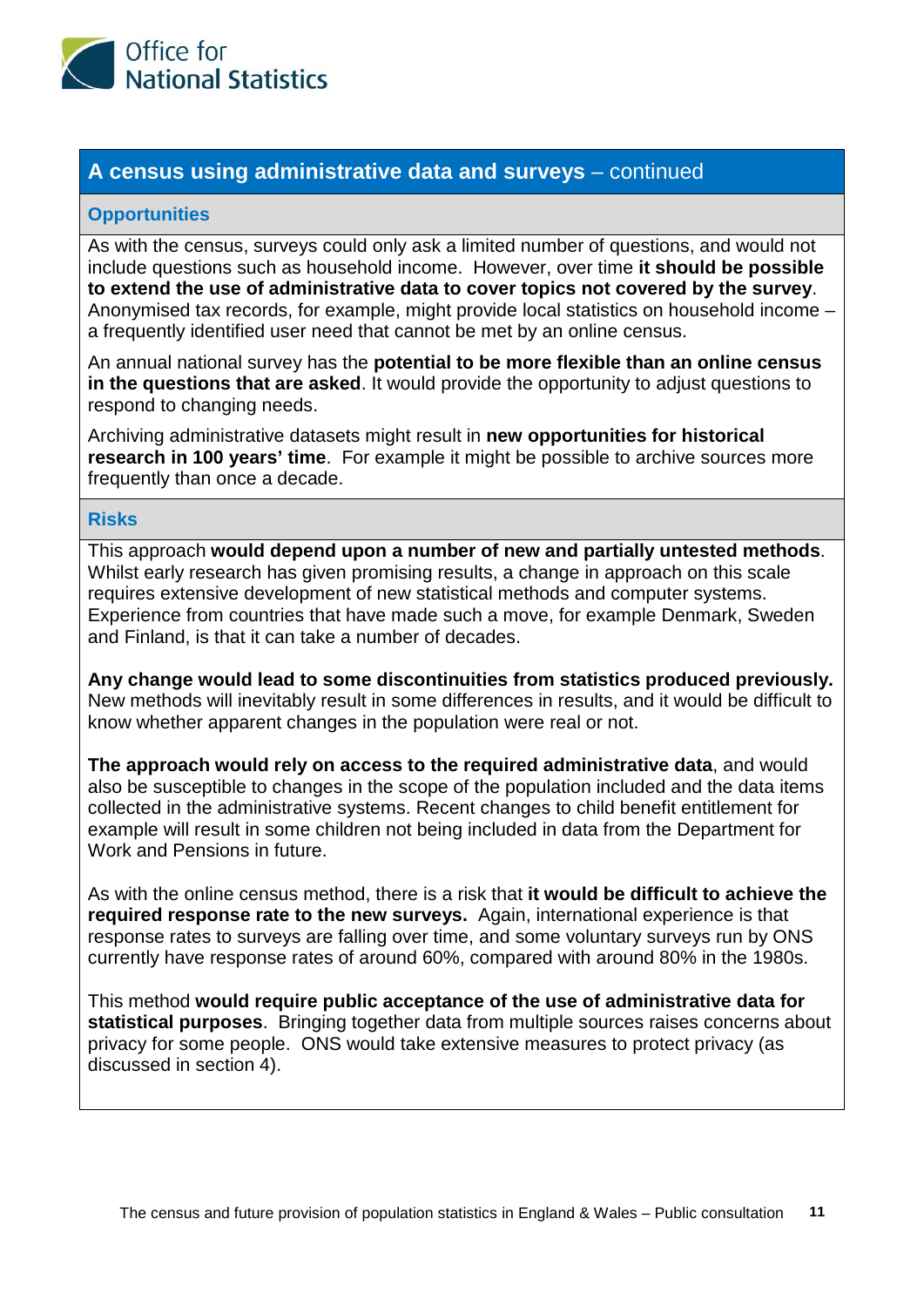## A census using administrative data and surveys – continued

### Opportunities

As with the census, surveys could only ask a limited number of questions, and would not include questions such as household income. However, over time **it should be possible to extend the use of administrative data to cover topics not covered by the survey**. Anonymised tax records, for example, might provide local statistics on household income – a frequently identified user need that cannot be met by an online census.

An annual national survey has the **potential to be more flexible than an online census in the questions that are asked**. It would provide the opportunity to adjust questions to respond to changing needs.

Archiving administrative datasets might result in **new opportunities for historical research in 100 years' time**. For example it might be possible to archive sources more frequently than once a decade.

### Risks

This approach **would depend upon a number of new and partially untested methods**. Whilst early research has given promising results, a change in approach on this scale requires extensive development of new statistical methods and computer systems. Experience from countries that have made such a move, for example Denmark, Sweden and Finland, is that it can take a number of decades.

**Any change would lead to some discontinuities from statistics produced previously.** New methods will inevitably result in some differences in results, and it would be difficult to know whether apparent changes in the population were real or not.

**The approach would rely on access to the required administrative data**, and would also be susceptible to changes in the scope of the population included and the data items collected in the administrative systems. Recent changes to child benefit entitlement for example will result in some children not being included in data from the Department for Work and Pensions in future.

As with the online census method, there is a risk that **it would be difficult to achieve the required response rate to the new surveys.** Again, international experience is that response rates to surveys are falling over time, and some voluntary surveys run by ONS currently have response rates of around 60%, compared with around 80% in the 1980s.

This method **would require public acceptance of the use of administrative data for statistical purposes**. Bringing together data from multiple sources raises concerns about privacy for some people. ONS would take extensive measures to protect privacy (as discussed in section 4).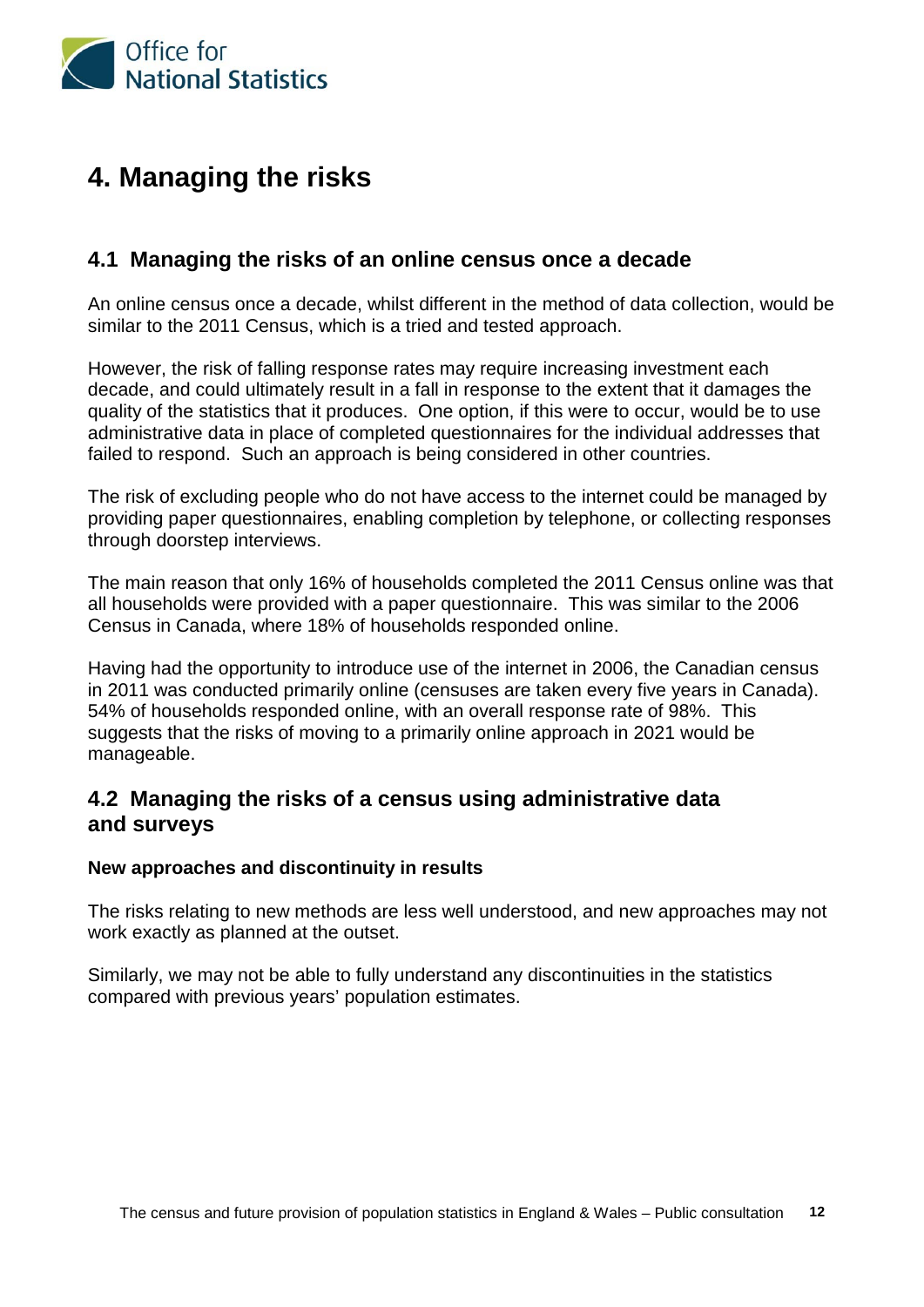# 4. Managing the risks

## 4.1 Managing the risks of an online census once a decade

An online census once a decade, whilst different in the method of data collection, would be similar to the 2011 Census, which is a tried and tested approach.

However, the risk of falling response rates may require increasing investment each decade, and could ultimately result in a fall in response to the extent that it damages the quality of the statistics that it produces. One option, if this were to occur, would be to use administrative data in place of completed questionnaires for the individual addresses that failed to respond. Such an approach is being considered in other countries.

The risk of excluding people who do not have access to the internet could be managed by providing paper questionnaires, enabling completion by telephone, or collecting responses through doorstep interviews.

The main reason that only 16% of households completed the 2011 Census online was that all households were provided with a paper questionnaire. This was similar to the 2006 Census in Canada, where 18% of households responded online.

Having had the opportunity to introduce use of the internet in 2006, the Canadian census in 2011 was conducted primarily online (censuses are taken every five years in Canada). 54% of households responded online, with an overall response rate of 98%. This suggests that the risks of moving to a primarily online approach in 2021 would be manageable.

## 4.2 Managing the risks of a census using administrative data and surveys

**New approaches and discontinuity in results**

The risks relating to new methods are less well understood, and new approaches may not work exactly as planned at the outset.

Similarly, we may not be able to fully understand any discontinuities in the statistics compared with previous years' population estimates.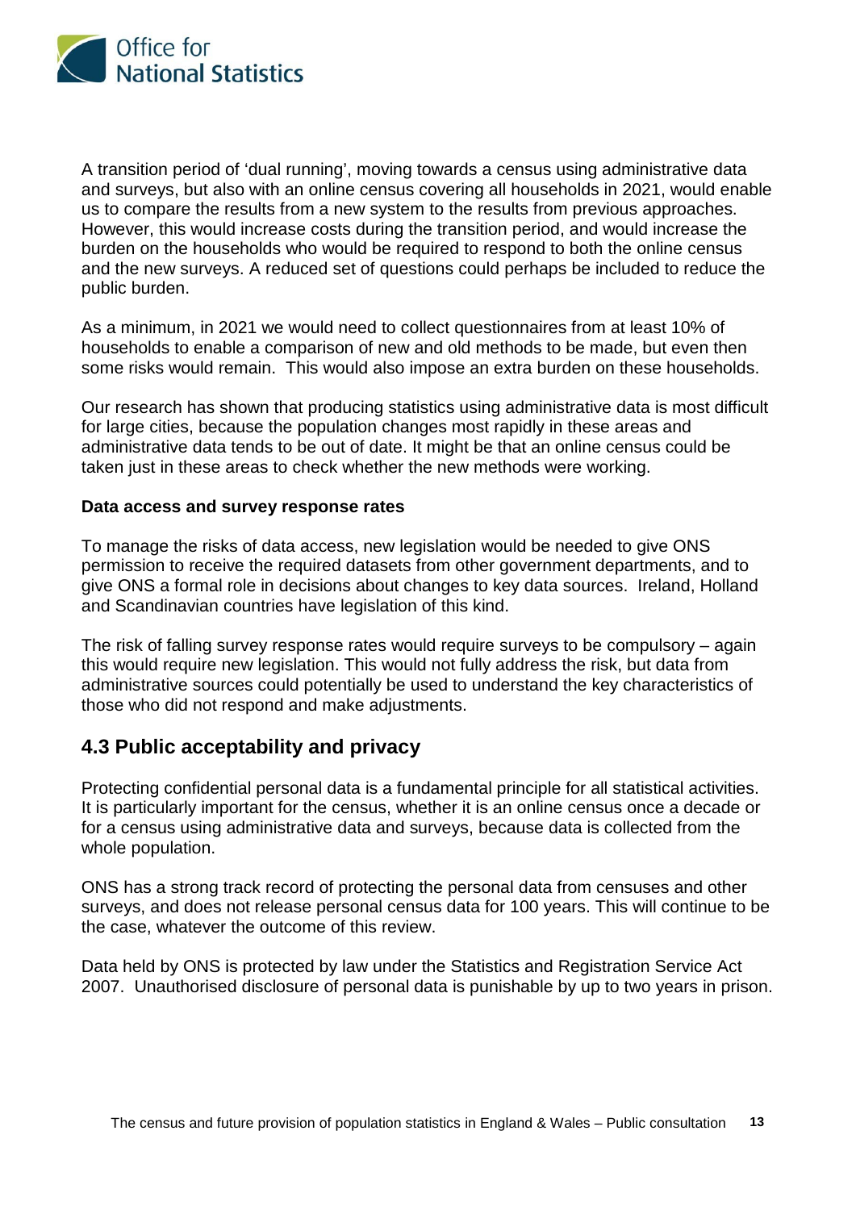A transition period of 'dual running', moving towards a census using administrative data and surveys, but also with an online census covering all households in 2021, would enable us to compare the results from a new system to the results from previous approaches. However, this would increase costs during the transition period, and would increase the burden on the households who would be required to respond to both the online census and the new surveys. A reduced set of questions could perhaps be included to reduce the public burden.

As a minimum, in 2021 we would need to collect questionnaires from at least 10% of households to enable a comparison of new and old methods to be made, but even then some risks would remain. This would also impose an extra burden on these households.

Our research has shown that producing statistics using administrative data is most difficult for large cities, because the population changes most rapidly in these areas and administrative data tends to be out of date. It might be that an online census could be taken just in these areas to check whether the new methods were working.

**Data access and survey response rates**

To manage the risks of data access, new legislation would be needed to give ONS permission to receive the required datasets from other government departments, and to give ONS a formal role in decisions about changes to key data sources. Ireland, Holland and Scandinavian countries have legislation of this kind.

The risk of falling survey response rates would require surveys to be compulsory – again this would require new legislation. This would not fully address the risk, but data from administrative sources could potentially be used to understand the key characteristics of those who did not respond and make adjustments.

## 4.3 Public acceptability and privacy

Protecting confidential personal data is a fundamental principle for all statistical activities. It is particularly important for the census, whether it is an online census once a decade or for a census using administrative data and surveys, because data is collected from the whole population.

ONS has a strong track record of protecting the personal data from censuses and other surveys, and does not release personal census data for 100 years. This will continue to be the case, whatever the outcome of this review.

Data held by ONS is protected by law under the Statistics and Registration Service Act 2007. Unauthorised disclosure of personal data is punishable by up to two years in prison.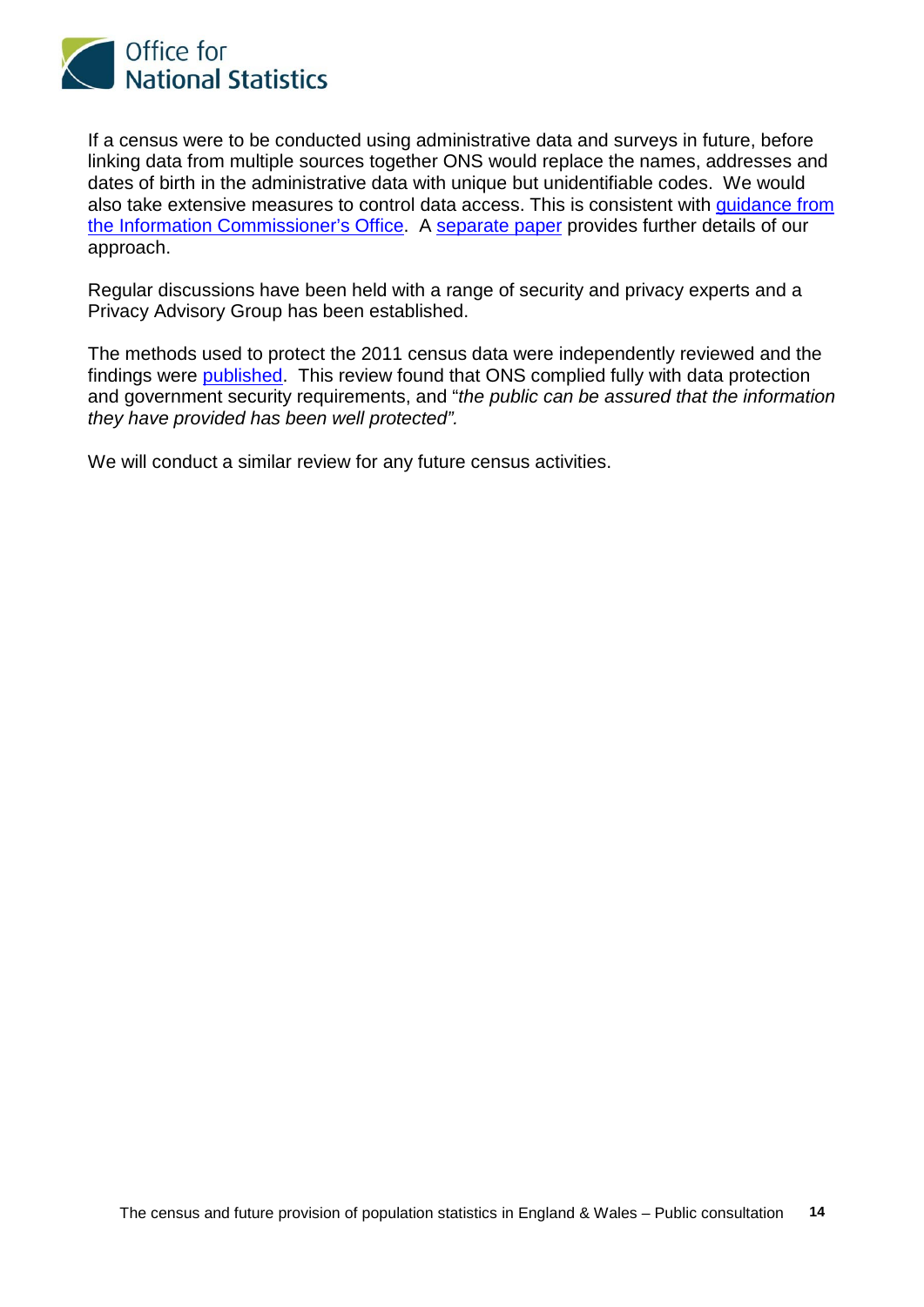If a census were to be conducted using administrative data and surveys in future, before linking data from multiple sources together ONS would replace the names, addresses and dates of birth in the administrative data with unique but unidentifiable codes. We would also take extensive measures to control data access. This is consistent with guidance from the Information Commissioner's Office. A separate paper provides further details of our approach.

Regular discussions have been held with a range of security and privacy experts and a Privacy Advisory Group has been established.

The methods used to protect the 2011 census data were independently reviewed and the findings were published. This review found that ONS complied fully with data protection and government security requirements, and "*the public can be assured that the information they have provided has been well protected".*

We will conduct a similar review for any future census activities.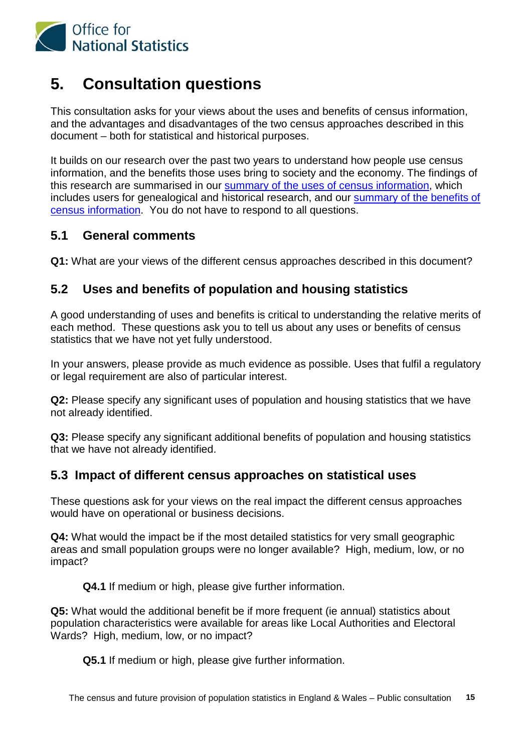# 5. Consultation questions

This consultation asks for your views about the uses and benefits of census information, and the advantages and disadvantages of the two census approaches described in this document – both for statistical and historical purposes.

It builds on our research over the past two years to understand how people use census information, and the benefits those uses bring to society and the economy. The findings of this research are summarised in our summary of the uses of census information, which includes users for genealogical and historical research, and our summary of the benefits of census information. You do not have to respond to all questions.

## 5.1 General comments

**Q1:** What are your views of the different census approaches described in this document?

## 5.2 Uses and benefits of population and housing statistics

A good understanding of uses and benefits is critical to understanding the relative merits of each method. These questions ask you to tell us about any uses or benefits of census statistics that we have not yet fully understood.

In your answers, please provide as much evidence as possible. Uses that fulfil a regulatory or legal requirement are also of particular interest.

**Q2:** Please specify any significant uses of population and housing statistics that we have not already identified.

**Q3:** Please specify any significant additional benefits of population and housing statistics that we have not already identified.

## 5.3 Impact of different census approaches on statistical uses

These questions ask for your views on the real impact the different census approaches would have on operational or business decisions.

**Q4:** What would the impact be if the most detailed statistics for very small geographic areas and small population groups were no longer available? High, medium, low, or no impact?

> **Q4.1** If medium or high, please give further information.

**Q5:** What would the additional benefit be if more frequent (ie annual) statistics about population characteristics were available for areas like Local Authorities and Electoral Wards? High, medium, low, or no impact?

> **Q5.1** If medium or high, please give further information.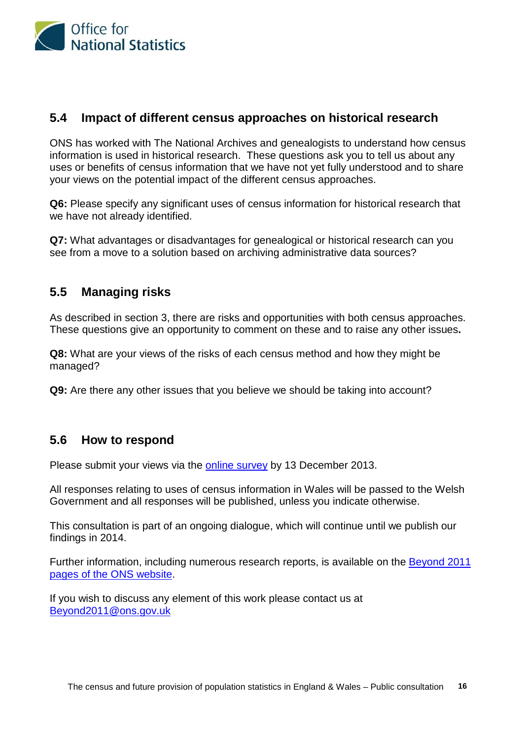## 5.4 Impact of different census approaches on historical research

ONS has worked with The National Archives and genealogists to understand how census information is used in historical research. These questions ask you to tell us about any uses or benefits of census information that we have not yet fully understood and to share your views on the potential impact of the different census approaches.

**Q6:** Please specify any significant uses of census information for historical research that we have not already identified.

**Q7:** What advantages or disadvantages for genealogical or historical research can you see from a move to a solution based on archiving administrative data sources?

## 5.5 Managing risks

As described in section 3, there are risks and opportunities with both census approaches. These questions give an opportunity to comment on these and to raise any other issues**.**

**Q8:** What are your views of the risks of each census method and how they might be managed?

**Q9:** Are there any other issues that you believe we should be taking into account?

## 5.6 How to respond

Please submit your views via the online survey by 13 December 2013.

All responses relating to uses of census information in Wales will be passed to the Welsh Government and all responses will be published, unless you indicate otherwise.

This consultation is part of an ongoing dialogue, which will continue until we publish our findings in 2014.

Further information, including numerous research reports, is available on the Beyond 2011 pages of the ONS website.

If you wish to discuss any element of this work please contact us at Beyond2011@ons.gov.uk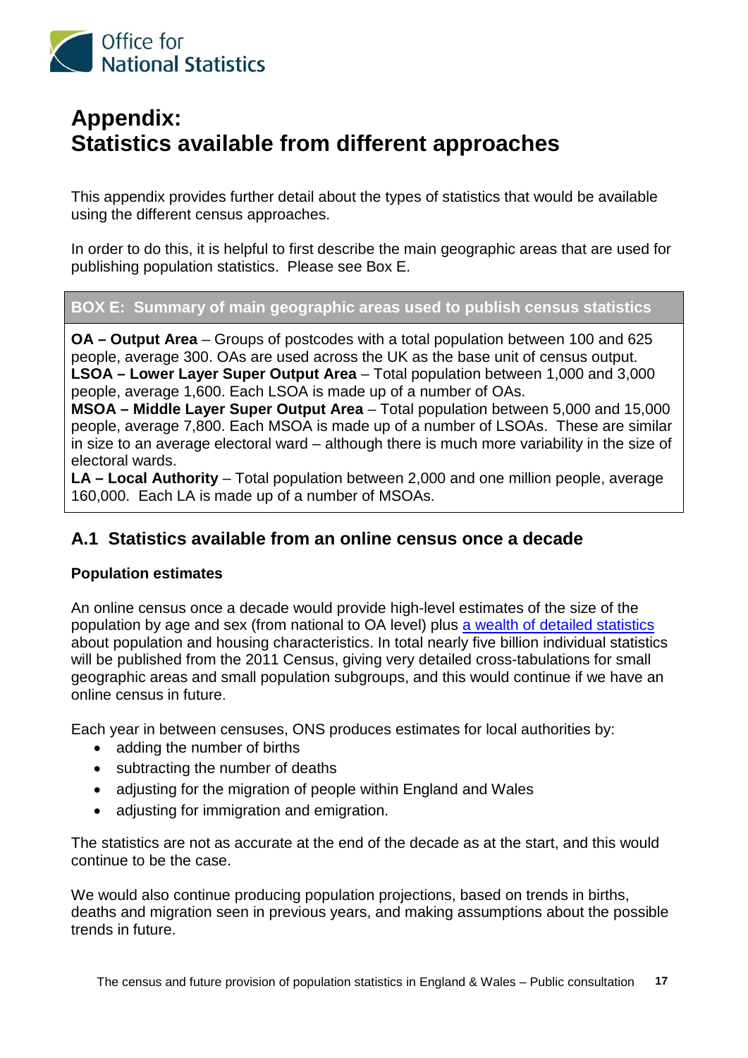# Appendix: Statistics available from different approaches

This appendix provides further detail about the types of statistics that would be available using the different census approaches.

In order to do this, it is helpful to first describe the main geographic areas that are used for publishing population statistics. Please see Box E.

**BOX E: Summary of main geographic areas used to publish census statistics**

**OA – Output Area** – Groups of postcodes with a total population between 100 and 625 people, average 300. OAs are used across the UK as the base unit of census output.
**LSOA – Lower Layer Super Output Area** – Total population between 1,000 and 3,000 people, average 1,600. Each LSOA is made up of a number of OAs.
**MSOA – Middle Layer Super Output Area** – Total population between 5,000 and 15,000 people, average 7,800. Each MSOA is made up of a number of LSOAs. These are similar in size to an average electoral ward – although there is much more variability in the size of electoral wards.
**LA – Local Authority** – Total population between 2,000 and one million people, average 160,000. Each LA is made up of a number of MSOAs.

## A.1 Statistics available from an online census once a decade

### Population estimates

An online census once a decade would provide high-level estimates of the size of the population by age and sex (from national to OA level) plus a wealth of detailed statistics about population and housing characteristics. In total nearly five billion individual statistics will be published from the 2011 Census, giving very detailed cross-tabulations for small geographic areas and small population subgroups, and this would continue if we have an online census in future.

Each year in between censuses, ONS produces estimates for local authorities by:

- adding the number of births
- subtracting the number of deaths
- adjusting for the migration of people within England and Wales
- adjusting for immigration and emigration.

The statistics are not as accurate at the end of the decade as at the start, and this would continue to be the case.

We would also continue producing population projections, based on trends in births, deaths and migration seen in previous years, and making assumptions about the possible trends in future.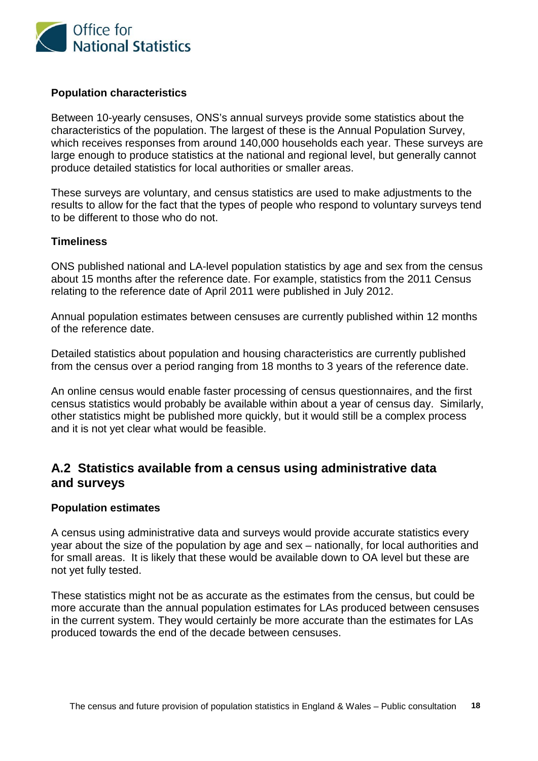### Population characteristics

Between 10-yearly censuses, ONS's annual surveys provide some statistics about the characteristics of the population. The largest of these is the Annual Population Survey, which receives responses from around 140,000 households each year. These surveys are large enough to produce statistics at the national and regional level, but generally cannot produce detailed statistics for local authorities or smaller areas.

These surveys are voluntary, and census statistics are used to make adjustments to the results to allow for the fact that the types of people who respond to voluntary surveys tend to be different to those who do not.

### Timeliness

ONS published national and LA-level population statistics by age and sex from the census about 15 months after the reference date. For example, statistics from the 2011 Census relating to the reference date of April 2011 were published in July 2012.

Annual population estimates between censuses are currently published within 12 months of the reference date.

Detailed statistics about population and housing characteristics are currently published from the census over a period ranging from 18 months to 3 years of the reference date.

An online census would enable faster processing of census questionnaires, and the first census statistics would probably be available within about a year of census day. Similarly, other statistics might be published more quickly, but it would still be a complex process and it is not yet clear what would be feasible.

## A.2 Statistics available from a census using administrative data and surveys

### Population estimates

A census using administrative data and surveys would provide accurate statistics every year about the size of the population by age and sex – nationally, for local authorities and for small areas. It is likely that these would be available down to OA level but these are not yet fully tested.

These statistics might not be as accurate as the estimates from the census, but could be more accurate than the annual population estimates for LAs produced between censuses in the current system. They would certainly be more accurate than the estimates for LAs produced towards the end of the decade between censuses.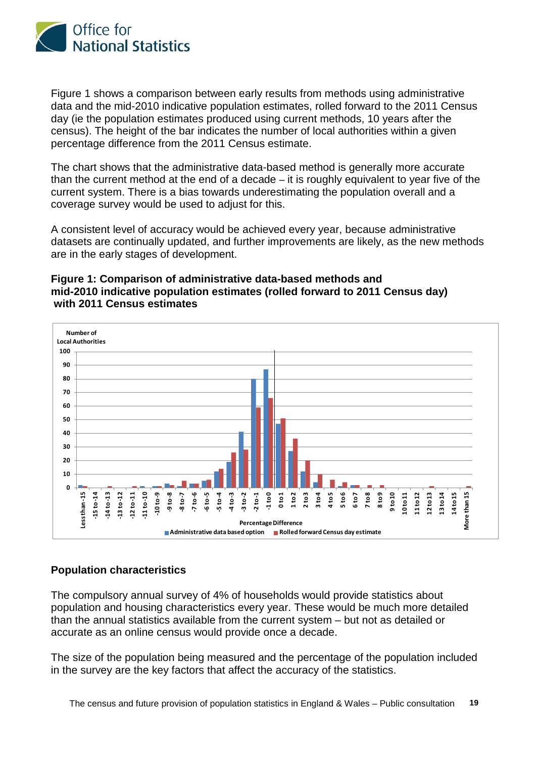Figure 1 shows a comparison between early results from methods using administrative data and the mid-2010 indicative population estimates, rolled forward to the 2011 Census day (ie the population estimates produced using current methods, 10 years after the census). The height of the bar indicates the number of local authorities within a given percentage difference from the 2011 Census estimate.

The chart shows that the administrative data-based method is generally more accurate than the current method at the end of a decade – it is roughly equivalent to year five of the current system. There is a bias towards underestimating the population overall and a coverage survey would be used to adjust for this.

A consistent level of accuracy would be achieved every year, because administrative datasets are continually updated, and further improvements are likely, as the new methods are in the early stages of development.

**Figure 1: Comparison of administrative data-based methods and mid-2010 indicative population estimates (rolled forward to 2011 Census day) with 2011 Census estimates**

## Population characteristics

The compulsory annual survey of 4% of households would provide statistics about population and housing characteristics every year. These would be much more detailed than the annual statistics available from the current system – but not as detailed or accurate as an online census would provide once a decade.

The size of the population being measured and the percentage of the population included in the survey are the key factors that affect the accuracy of the statistics.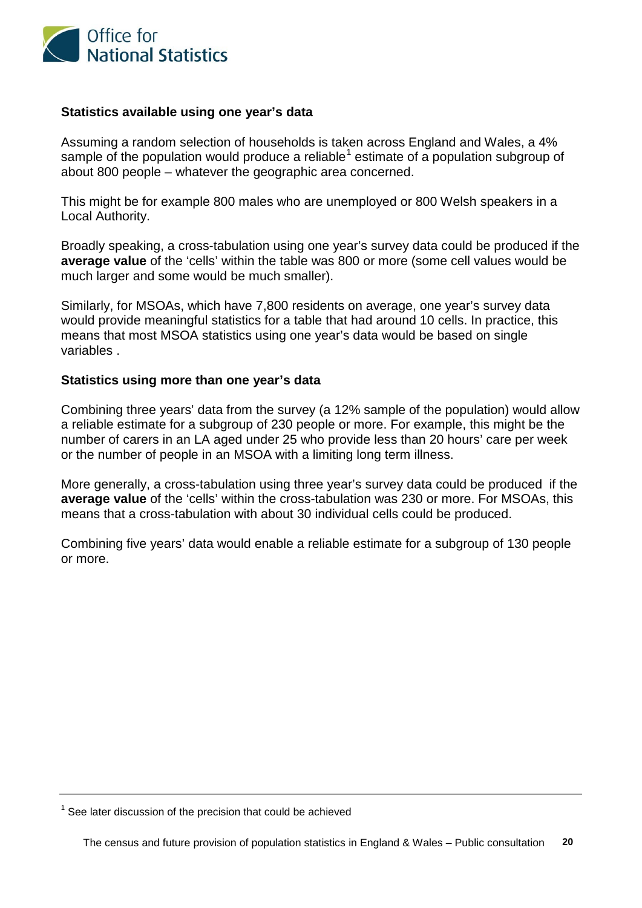### Statistics available using one year's data

Assuming a random selection of households is taken across England and Wales, a 4% sample of the population would produce a reliable[1] estimate of a population subgroup of about 800 people – whatever the geographic area concerned.

This might be for example 800 males who are unemployed or 800 Welsh speakers in a Local Authority.

Broadly speaking, a cross-tabulation using one year's survey data could be produced if the **average value** of the 'cells' within the table was 800 or more (some cell values would be much larger and some would be much smaller).

Similarly, for MSOAs, which have 7,800 residents on average, one year's survey data would provide meaningful statistics for a table that had around 10 cells. In practice, this means that most MSOA statistics using one year's data would be based on single variables .

### Statistics using more than one year's data

Combining three years' data from the survey (a 12% sample of the population) would allow a reliable estimate for a subgroup of 230 people or more. For example, this might be the number of carers in an LA aged under 25 who provide less than 20 hours' care per week or the number of people in an MSOA with a limiting long term illness.

More generally, a cross-tabulation using three year's survey data could be produced if the **average value** of the 'cells' within the cross-tabulation was 230 or more. For MSOAs, this means that a cross-tabulation with about 30 individual cells could be produced.

Combining five years' data would enable a reliable estimate for a subgroup of 130 people or more.

---

[1] See later discussion of the precision that could be achieved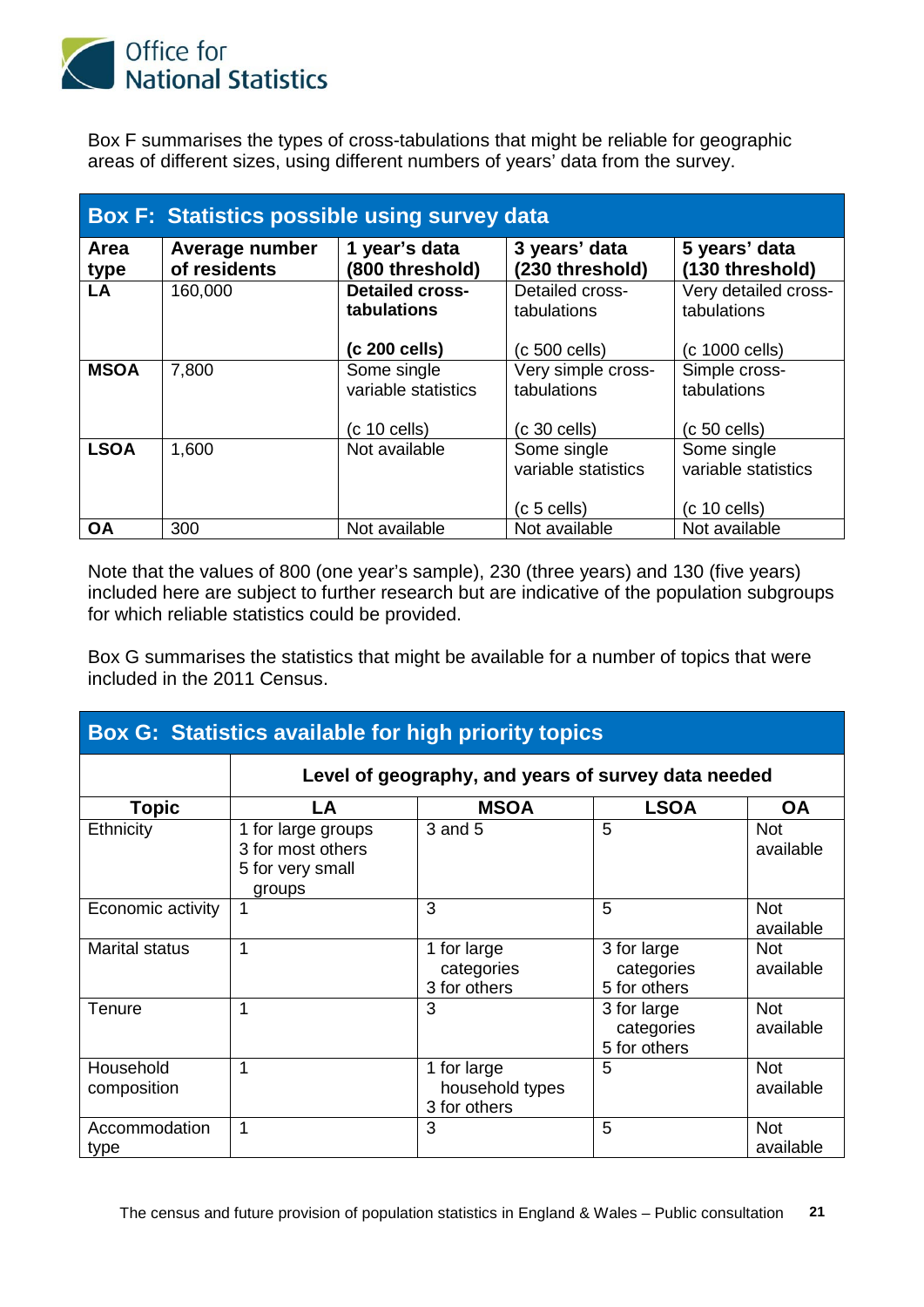Box F summarises the types of cross-tabulations that might be reliable for geographic areas of different sizes, using different numbers of years' data from the survey.

**Box F: Statistics possible using survey data**

| Area type | Average number of residents | 1 year's data (800 threshold) | 3 years' data (230 threshold) | 5 years' data (130 threshold) |
|---|---|---|---|---|
| **LA** | 160,000 | **Detailed cross-tabulations**<br><br>**(c 200 cells)** | Detailed cross-tabulations<br><br>(c 500 cells) | Very detailed cross-tabulations<br><br>(c 1000 cells) |
| **MSOA** | 7,800 | Some single variable statistics<br><br>(c 10 cells) | Very simple cross-tabulations<br><br>(c 30 cells) | Simple cross-tabulations<br><br>(c 50 cells) |
| **LSOA** | 1,600 | Not available | Some single variable statistics<br><br>(c 5 cells) | Some single variable statistics<br><br>(c 10 cells) |
| **OA** | 300 | Not available | Not available | Not available |

Note that the values of 800 (one year's sample), 230 (three years) and 130 (five years) included here are subject to further research but are indicative of the population subgroups for which reliable statistics could be provided.

Box G summarises the statistics that might be available for a number of topics that were included in the 2011 Census.

**Box G: Statistics available for high priority topics**

| | **Level of geography, and years of survey data needed** | | | |
|---|---|---|---|---|
| **Topic** | **LA** | **MSOA** | **LSOA** | **OA** |
| Ethnicity | 1 for large groups<br>3 for most others<br>5 for very small groups | 3 and 5 | 5 | Not available |
| Economic activity | 1 | 3 | 5 | Not available |
| Marital status | 1 | 1 for large categories<br>3 for others | 3 for large categories<br>5 for others | Not available |
| Tenure | 1 | 3 | 3 for large categories<br>5 for others | Not available |
| Household composition | 1 | 1 for large household types<br>3 for others | 5 | Not available |
| Accommodation type | 1 | 3 | 5 | Not available |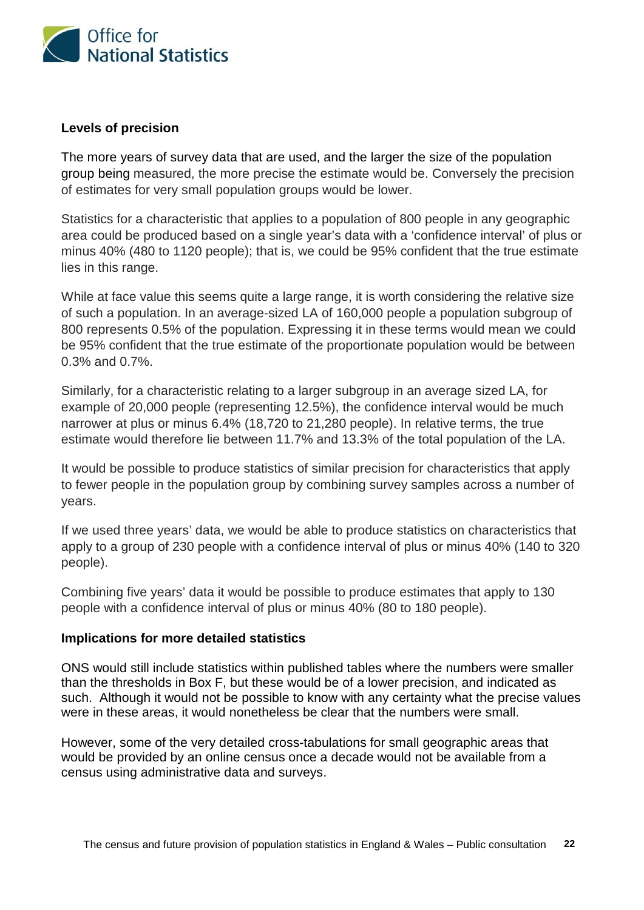**Levels of precision**

The more years of survey data that are used, and the larger the size of the population group being measured, the more precise the estimate would be. Conversely the precision of estimates for very small population groups would be lower.

Statistics for a characteristic that applies to a population of 800 people in any geographic area could be produced based on a single year's data with a 'confidence interval' of plus or minus 40% (480 to 1120 people); that is, we could be 95% confident that the true estimate lies in this range.

While at face value this seems quite a large range, it is worth considering the relative size of such a population. In an average-sized LA of 160,000 people a population subgroup of 800 represents 0.5% of the population. Expressing it in these terms would mean we could be 95% confident that the true estimate of the proportionate population would be between 0.3% and 0.7%.

Similarly, for a characteristic relating to a larger subgroup in an average sized LA, for example of 20,000 people (representing 12.5%), the confidence interval would be much narrower at plus or minus 6.4% (18,720 to 21,280 people). In relative terms, the true estimate would therefore lie between 11.7% and 13.3% of the total population of the LA.

It would be possible to produce statistics of similar precision for characteristics that apply to fewer people in the population group by combining survey samples across a number of years.

If we used three years' data, we would be able to produce statistics on characteristics that apply to a group of 230 people with a confidence interval of plus or minus 40% (140 to 320 people).

Combining five years' data it would be possible to produce estimates that apply to 130 people with a confidence interval of plus or minus 40% (80 to 180 people).

**Implications for more detailed statistics**

ONS would still include statistics within published tables where the numbers were smaller than the thresholds in Box F, but these would be of a lower precision, and indicated as such. Although it would not be possible to know with any certainty what the precise values were in these areas, it would nonetheless be clear that the numbers were small.

However, some of the very detailed cross-tabulations for small geographic areas that would be provided by an online census once a decade would not be available from a census using administrative data and surveys.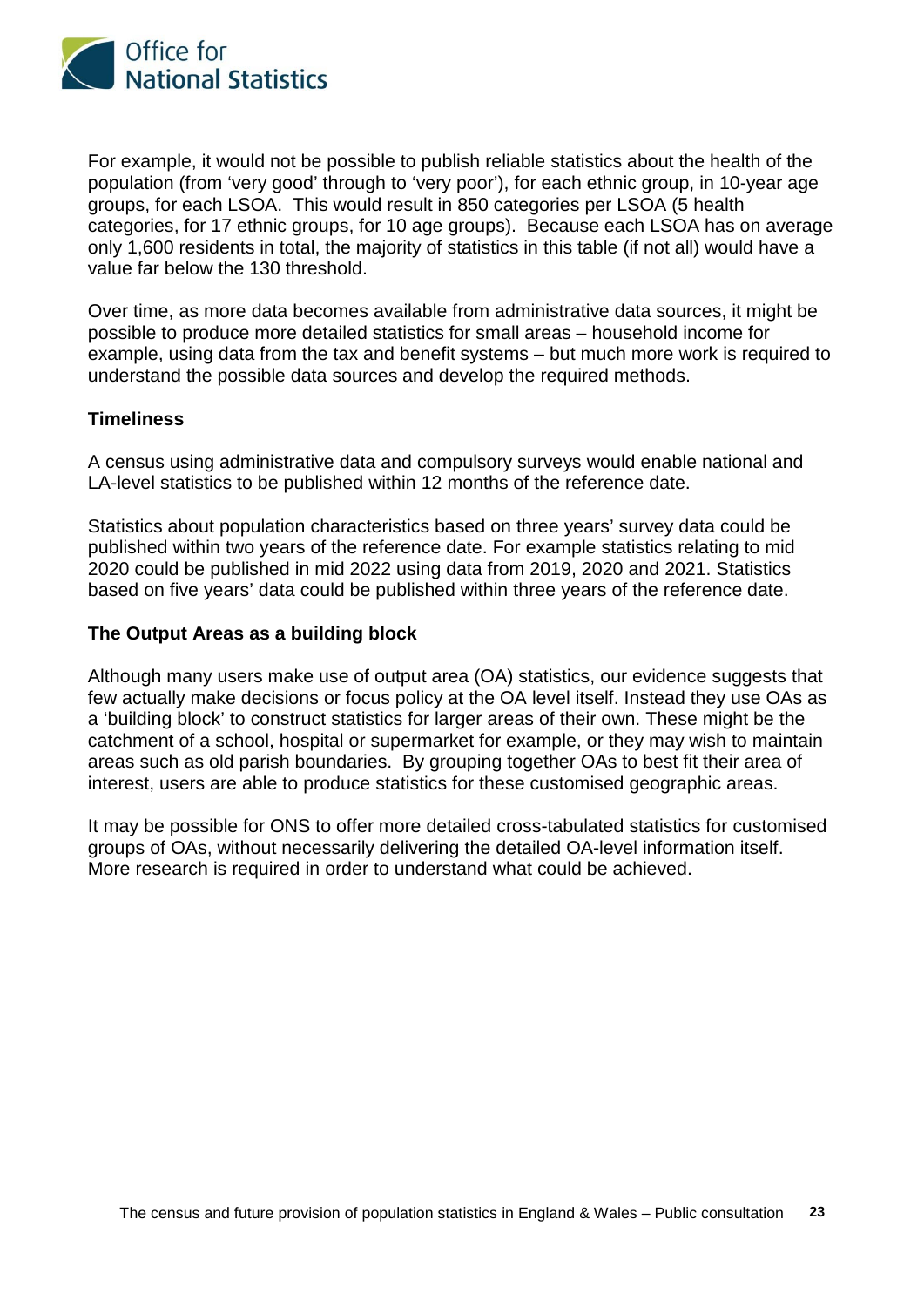For example, it would not be possible to publish reliable statistics about the health of the population (from 'very good' through to 'very poor'), for each ethnic group, in 10-year age groups, for each LSOA. This would result in 850 categories per LSOA (5 health categories, for 17 ethnic groups, for 10 age groups). Because each LSOA has on average only 1,600 residents in total, the majority of statistics in this table (if not all) would have a value far below the 130 threshold.

Over time, as more data becomes available from administrative data sources, it might be possible to produce more detailed statistics for small areas – household income for example, using data from the tax and benefit systems – but much more work is required to understand the possible data sources and develop the required methods.

**Timeliness**

A census using administrative data and compulsory surveys would enable national and LA-level statistics to be published within 12 months of the reference date.

Statistics about population characteristics based on three years' survey data could be published within two years of the reference date. For example statistics relating to mid 2020 could be published in mid 2022 using data from 2019, 2020 and 2021. Statistics based on five years' data could be published within three years of the reference date.

**The Output Areas as a building block**

Although many users make use of output area (OA) statistics, our evidence suggests that few actually make decisions or focus policy at the OA level itself. Instead they use OAs as a 'building block' to construct statistics for larger areas of their own. These might be the catchment of a school, hospital or supermarket for example, or they may wish to maintain areas such as old parish boundaries. By grouping together OAs to best fit their area of interest, users are able to produce statistics for these customised geographic areas.

It may be possible for ONS to offer more detailed cross-tabulated statistics for customised groups of OAs, without necessarily delivering the detailed OA-level information itself. More research is required in order to understand what could be achieved.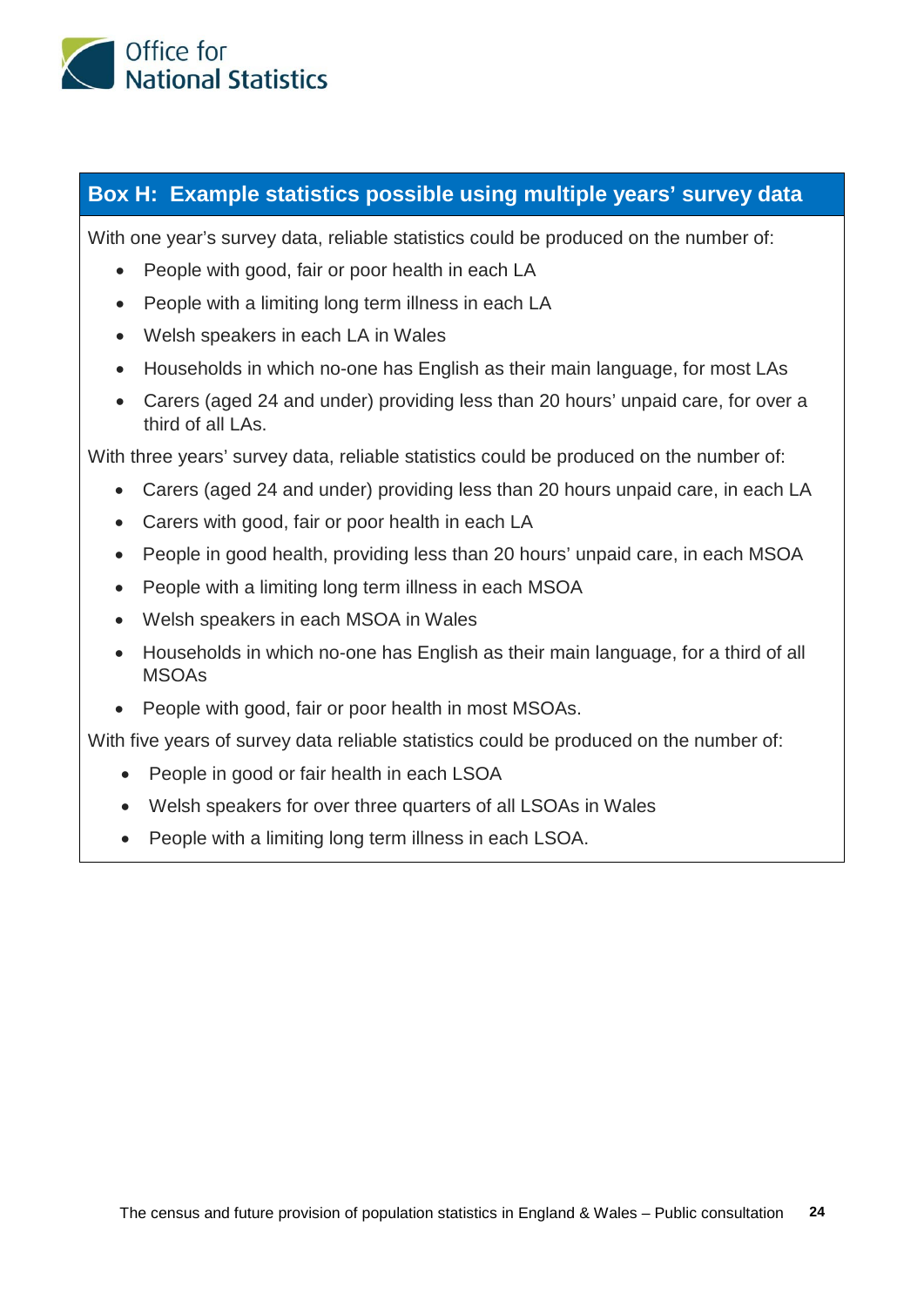## Box H: Example statistics possible using multiple years' survey data

With one year's survey data, reliable statistics could be produced on the number of:

- People with good, fair or poor health in each LA
- People with a limiting long term illness in each LA
- Welsh speakers in each LA in Wales
- Households in which no-one has English as their main language, for most LAs
- Carers (aged 24 and under) providing less than 20 hours' unpaid care, for over a third of all LAs.

With three years' survey data, reliable statistics could be produced on the number of:

- Carers (aged 24 and under) providing less than 20 hours unpaid care, in each LA
- Carers with good, fair or poor health in each LA
- People in good health, providing less than 20 hours' unpaid care, in each MSOA
- People with a limiting long term illness in each MSOA
- Welsh speakers in each MSOA in Wales
- Households in which no-one has English as their main language, for a third of all MSOAs
- People with good, fair or poor health in most MSOAs.

With five years of survey data reliable statistics could be produced on the number of:

- People in good or fair health in each LSOA
- Welsh speakers for over three quarters of all LSOAs in Wales
- People with a limiting long term illness in each LSOA.